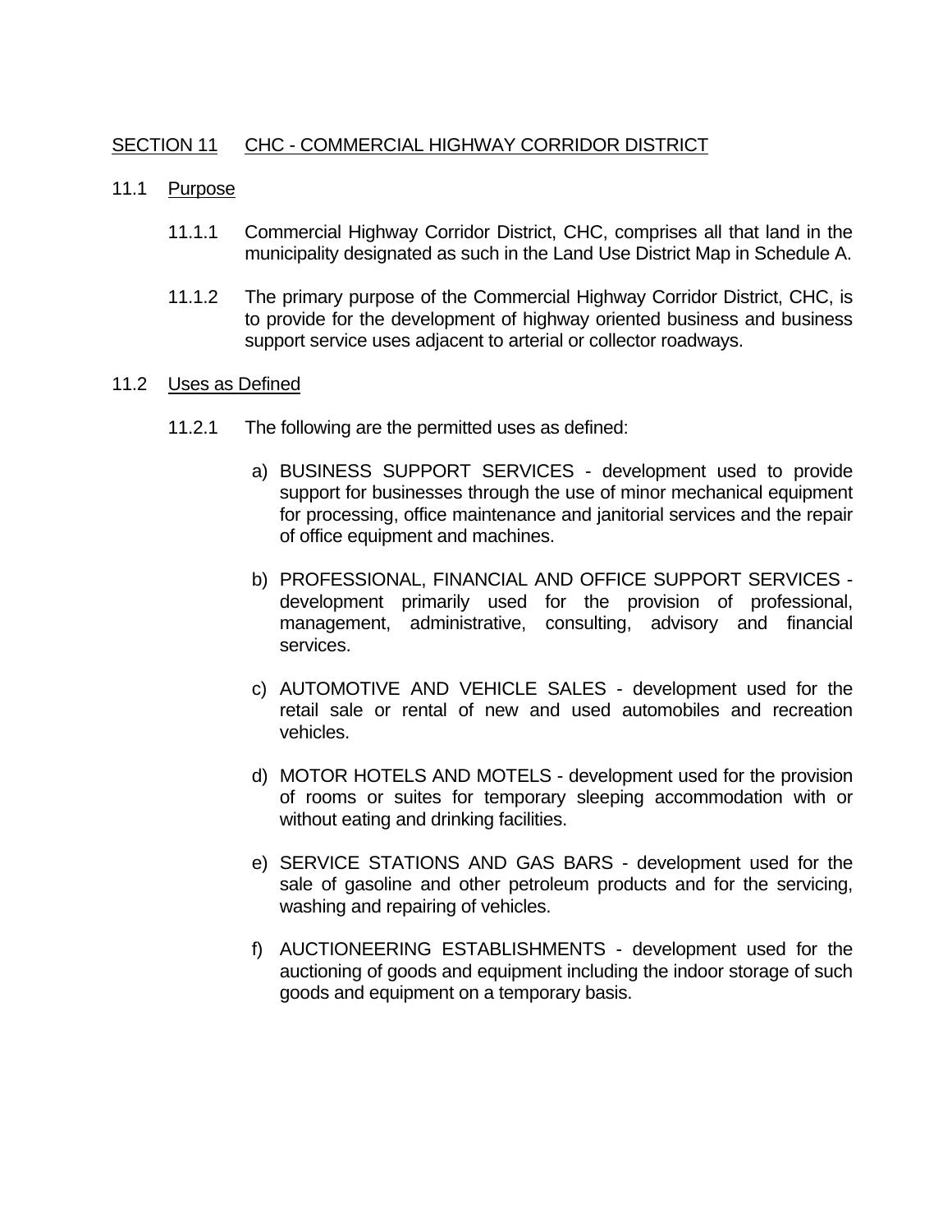## SECTION 11 CHC - COMMERCIAL HIGHWAY CORRIDOR DISTRICT

### 11.1 Purpose

11.1.1 Commercial Highway Corridor District, CHC, comprises all that land in the municipality designated as such in the Land Use District Map in Schedule A.

11.1.2 The primary purpose of the Commercial Highway Corridor District, CHC, is to provide for the development of highway oriented business and business support service uses adjacent to arterial or collector roadways.

### 11.2 Uses as Defined

11.2.1 The following are the permitted uses as defined:

a) BUSINESS SUPPORT SERVICES - development used to provide support for businesses through the use of minor mechanical equipment for processing, office maintenance and janitorial services and the repair of office equipment and machines.

b) PROFESSIONAL, FINANCIAL AND OFFICE SUPPORT SERVICES - development primarily used for the provision of professional, management, administrative, consulting, advisory and financial services.

c) AUTOMOTIVE AND VEHICLE SALES - development used for the retail sale or rental of new and used automobiles and recreation vehicles.

d) MOTOR HOTELS AND MOTELS - development used for the provision of rooms or suites for temporary sleeping accommodation with or without eating and drinking facilities.

e) SERVICE STATIONS AND GAS BARS - development used for the sale of gasoline and other petroleum products and for the servicing, washing and repairing of vehicles.

f) AUCTIONEERING ESTABLISHMENTS - development used for the auctioning of goods and equipment including the indoor storage of such goods and equipment on a temporary basis.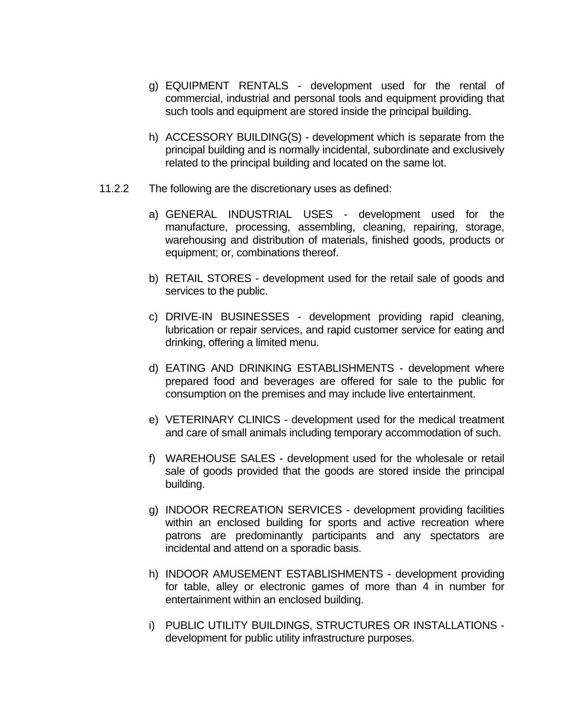g) EQUIPMENT RENTALS - development used for the rental of commercial, industrial and personal tools and equipment providing that such tools and equipment are stored inside the principal building.

h) ACCESSORY BUILDING(S) - development which is separate from the principal building and is normally incidental, subordinate and exclusively related to the principal building and located on the same lot.

11.2.2 The following are the discretionary uses as defined:

a) GENERAL INDUSTRIAL USES - development used for the manufacture, processing, assembling, cleaning, repairing, storage, warehousing and distribution of materials, finished goods, products or equipment; or, combinations thereof.

b) RETAIL STORES - development used for the retail sale of goods and services to the public.

c) DRIVE-IN BUSINESSES - development providing rapid cleaning, lubrication or repair services, and rapid customer service for eating and drinking, offering a limited menu.

d) EATING AND DRINKING ESTABLISHMENTS - development where prepared food and beverages are offered for sale to the public for consumption on the premises and may include live entertainment.

e) VETERINARY CLINICS - development used for the medical treatment and care of small animals including temporary accommodation of such.

f) WAREHOUSE SALES - development used for the wholesale or retail sale of goods provided that the goods are stored inside the principal building.

g) INDOOR RECREATION SERVICES - development providing facilities within an enclosed building for sports and active recreation where patrons are predominantly participants and any spectators are incidental and attend on a sporadic basis.

h) INDOOR AMUSEMENT ESTABLISHMENTS - development providing for table, alley or electronic games of more than 4 in number for entertainment within an enclosed building.

i) PUBLIC UTILITY BUILDINGS, STRUCTURES OR INSTALLATIONS - development for public utility infrastructure purposes.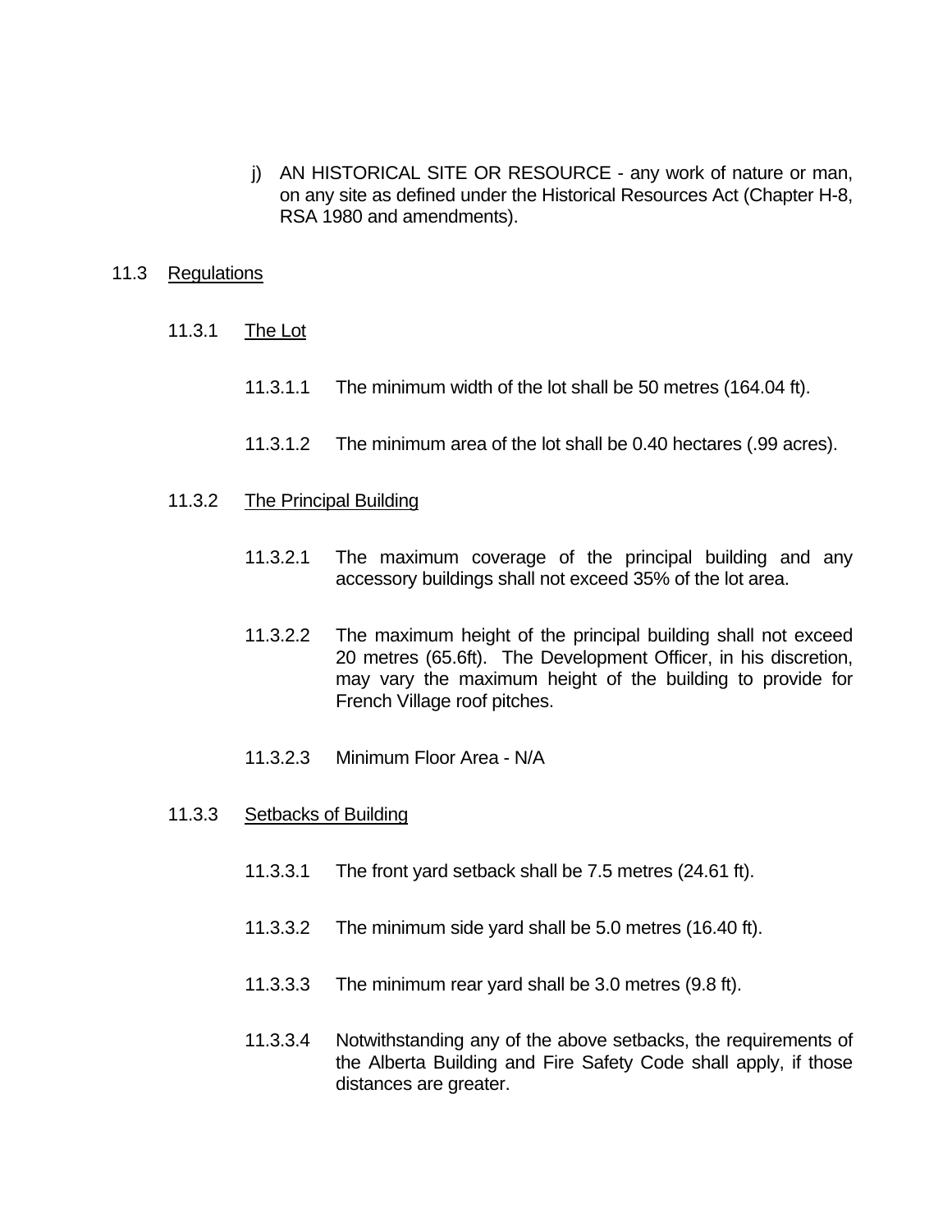j) AN HISTORICAL SITE OR RESOURCE - any work of nature or man, on any site as defined under the Historical Resources Act (Chapter H-8, RSA 1980 and amendments).

## 11.3 <u>Regulations</u>

### 11.3.1 <u>The Lot</u>

11.3.1.1 The minimum width of the lot shall be 50 metres (164.04 ft).

11.3.1.2 The minimum area of the lot shall be 0.40 hectares (.99 acres).

### 11.3.2 <u>The Principal Building</u>

11.3.2.1 The maximum coverage of the principal building and any accessory buildings shall not exceed 35% of the lot area.

11.3.2.2 The maximum height of the principal building shall not exceed 20 metres (65.6ft). The Development Officer, in his discretion, may vary the maximum height of the building to provide for French Village roof pitches.

11.3.2.3 Minimum Floor Area - N/A

### 11.3.3 <u>Setbacks of Building</u>

11.3.3.1 The front yard setback shall be 7.5 metres (24.61 ft).

11.3.3.2 The minimum side yard shall be 5.0 metres (16.40 ft).

11.3.3.3 The minimum rear yard shall be 3.0 metres (9.8 ft).

11.3.3.4 Notwithstanding any of the above setbacks, the requirements of the Alberta Building and Fire Safety Code shall apply, if those distances are greater.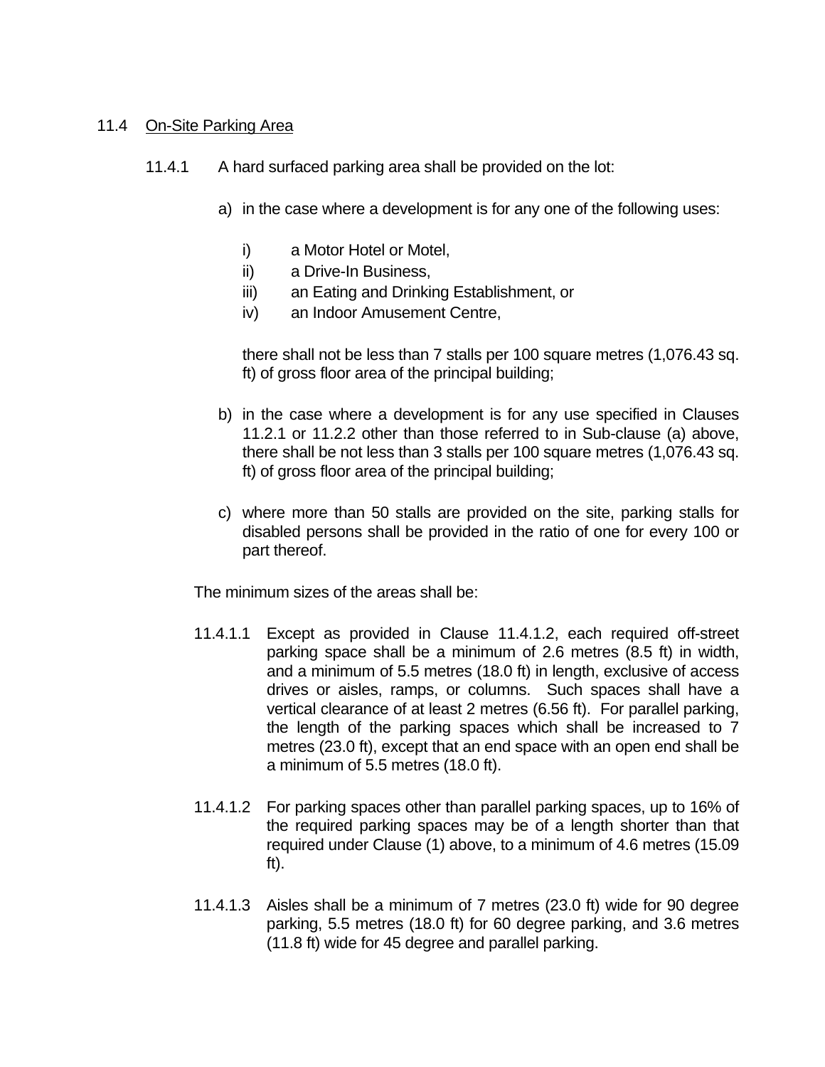## 11.4 On-Site Parking Area

11.4.1 A hard surfaced parking area shall be provided on the lot:

a) in the case where a development is for any one of the following uses:

   i) a Motor Hotel or Motel,
   ii) a Drive-In Business,
   iii) an Eating and Drinking Establishment, or
   iv) an Indoor Amusement Centre,

   there shall not be less than 7 stalls per 100 square metres (1,076.43 sq. ft) of gross floor area of the principal building;

b) in the case where a development is for any use specified in Clauses 11.2.1 or 11.2.2 other than those referred to in Sub-clause (a) above, there shall be not less than 3 stalls per 100 square metres (1,076.43 sq. ft) of gross floor area of the principal building;

c) where more than 50 stalls are provided on the site, parking stalls for disabled persons shall be provided in the ratio of one for every 100 or part thereof.

The minimum sizes of the areas shall be:

11.4.1.1 Except as provided in Clause 11.4.1.2, each required off-street parking space shall be a minimum of 2.6 metres (8.5 ft) in width, and a minimum of 5.5 metres (18.0 ft) in length, exclusive of access drives or aisles, ramps, or columns. Such spaces shall have a vertical clearance of at least 2 metres (6.56 ft). For parallel parking, the length of the parking spaces which shall be increased to 7 metres (23.0 ft), except that an end space with an open end shall be a minimum of 5.5 metres (18.0 ft).

11.4.1.2 For parking spaces other than parallel parking spaces, up to 16% of the required parking spaces may be of a length shorter than that required under Clause (1) above, to a minimum of 4.6 metres (15.09 ft).

11.4.1.3 Aisles shall be a minimum of 7 metres (23.0 ft) wide for 90 degree parking, 5.5 metres (18.0 ft) for 60 degree parking, and 3.6 metres (11.8 ft) wide for 45 degree and parallel parking.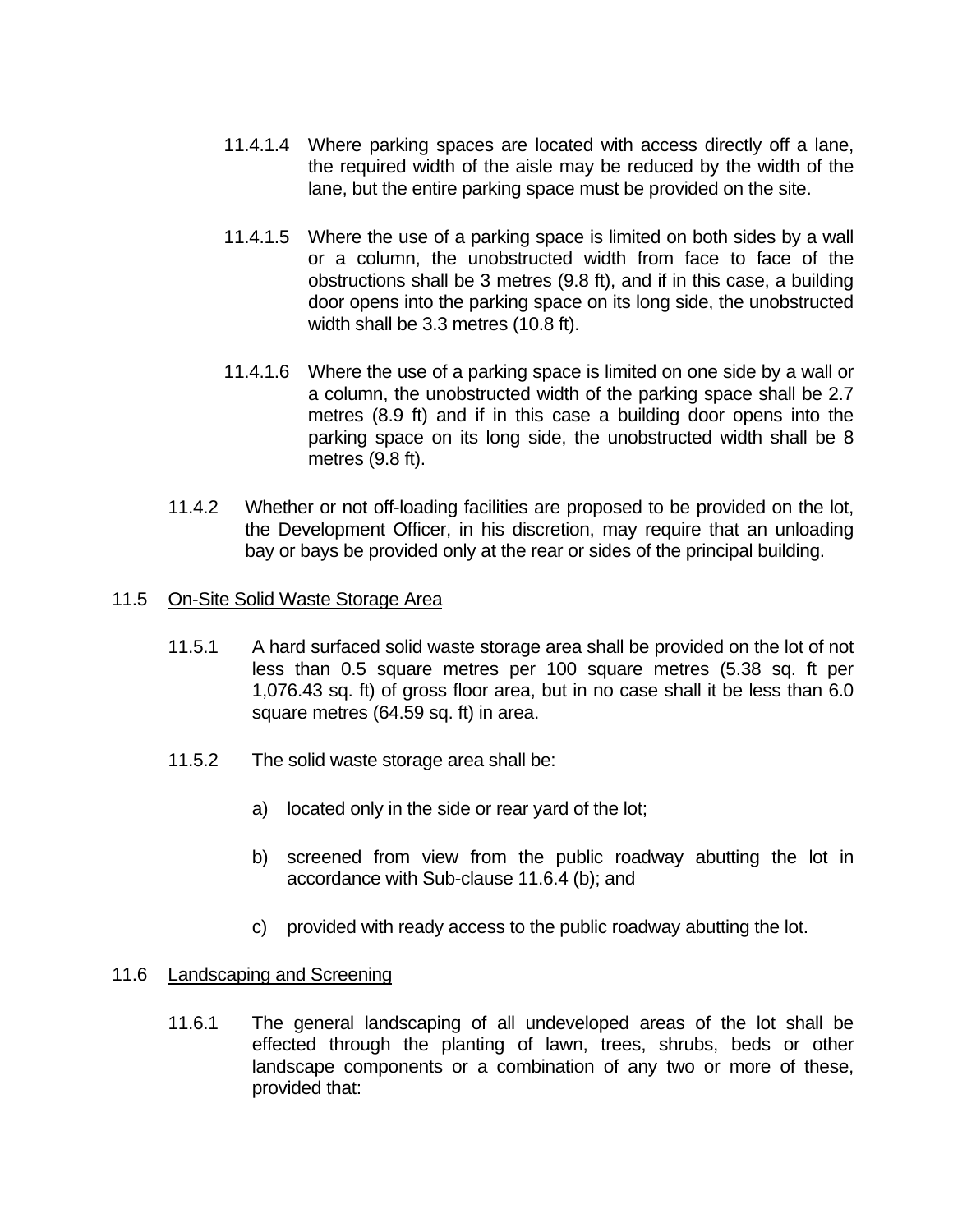11.4.1.4 Where parking spaces are located with access directly off a lane, the required width of the aisle may be reduced by the width of the lane, but the entire parking space must be provided on the site.

11.4.1.5 Where the use of a parking space is limited on both sides by a wall or a column, the unobstructed width from face to face of the obstructions shall be 3 metres (9.8 ft), and if in this case, a building door opens into the parking space on its long side, the unobstructed width shall be 3.3 metres (10.8 ft).

11.4.1.6 Where the use of a parking space is limited on one side by a wall or a column, the unobstructed width of the parking space shall be 2.7 metres (8.9 ft) and if in this case a building door opens into the parking space on its long side, the unobstructed width shall be 8 metres (9.8 ft).

11.4.2 Whether or not off-loading facilities are proposed to be provided on the lot, the Development Officer, in his discretion, may require that an unloading bay or bays be provided only at the rear or sides of the principal building.

11.5 On-Site Solid Waste Storage Area

11.5.1 A hard surfaced solid waste storage area shall be provided on the lot of not less than 0.5 square metres per 100 square metres (5.38 sq. ft per 1,076.43 sq. ft) of gross floor area, but in no case shall it be less than 6.0 square metres (64.59 sq. ft) in area.

11.5.2 The solid waste storage area shall be:

a) located only in the side or rear yard of the lot;

b) screened from view from the public roadway abutting the lot in accordance with Sub-clause 11.6.4 (b); and

c) provided with ready access to the public roadway abutting the lot.

11.6 Landscaping and Screening

11.6.1 The general landscaping of all undeveloped areas of the lot shall be effected through the planting of lawn, trees, shrubs, beds or other landscape components or a combination of any two or more of these, provided that: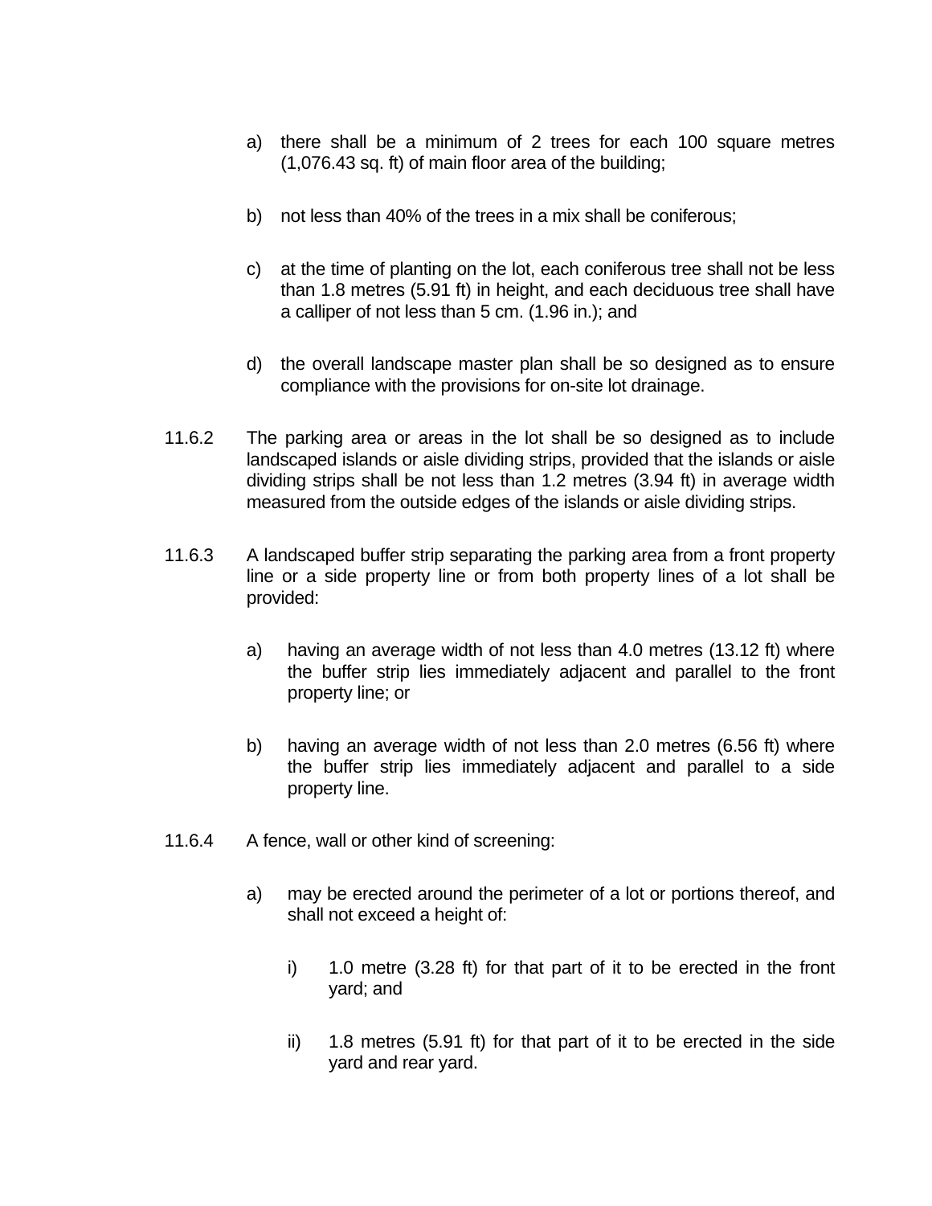a) there shall be a minimum of 2 trees for each 100 square metres (1,076.43 sq. ft) of main floor area of the building;

b) not less than 40% of the trees in a mix shall be coniferous;

c) at the time of planting on the lot, each coniferous tree shall not be less than 1.8 metres (5.91 ft) in height, and each deciduous tree shall have a calliper of not less than 5 cm. (1.96 in.); and

d) the overall landscape master plan shall be so designed as to ensure compliance with the provisions for on-site lot drainage.

11.6.2 The parking area or areas in the lot shall be so designed as to include landscaped islands or aisle dividing strips, provided that the islands or aisle dividing strips shall be not less than 1.2 metres (3.94 ft) in average width measured from the outside edges of the islands or aisle dividing strips.

11.6.3 A landscaped buffer strip separating the parking area from a front property line or a side property line or from both property lines of a lot shall be provided:

a) having an average width of not less than 4.0 metres (13.12 ft) where the buffer strip lies immediately adjacent and parallel to the front property line; or

b) having an average width of not less than 2.0 metres (6.56 ft) where the buffer strip lies immediately adjacent and parallel to a side property line.

11.6.4 A fence, wall or other kind of screening:

a) may be erected around the perimeter of a lot or portions thereof, and shall not exceed a height of:

i) 1.0 metre (3.28 ft) for that part of it to be erected in the front yard; and

ii) 1.8 metres (5.91 ft) for that part of it to be erected in the side yard and rear yard.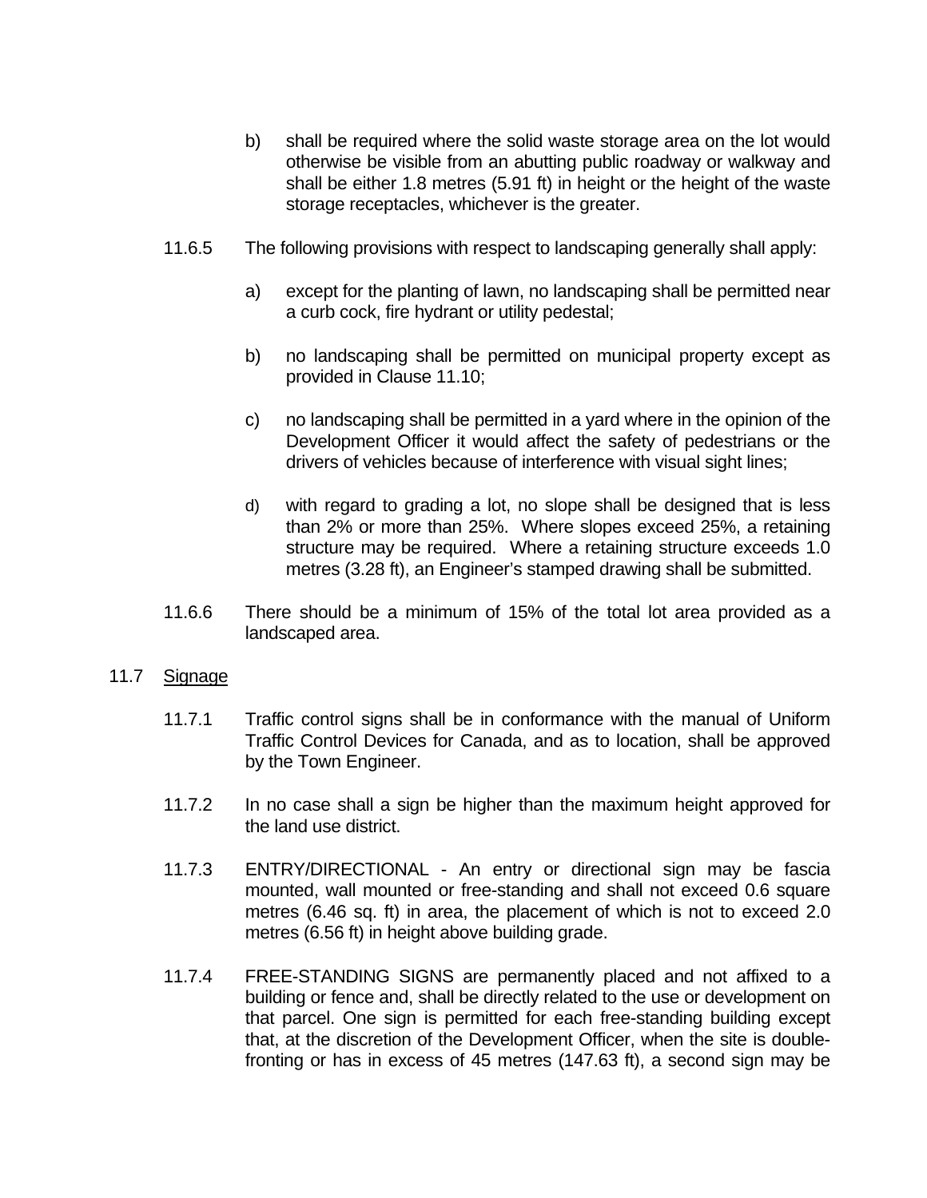b) shall be required where the solid waste storage area on the lot would otherwise be visible from an abutting public roadway or walkway and shall be either 1.8 metres (5.91 ft) in height or the height of the waste storage receptacles, whichever is the greater.

11.6.5 The following provisions with respect to landscaping generally shall apply:

a) except for the planting of lawn, no landscaping shall be permitted near a curb cock, fire hydrant or utility pedestal;

b) no landscaping shall be permitted on municipal property except as provided in Clause 11.10;

c) no landscaping shall be permitted in a yard where in the opinion of the Development Officer it would affect the safety of pedestrians or the drivers of vehicles because of interference with visual sight lines;

d) with regard to grading a lot, no slope shall be designed that is less than 2% or more than 25%. Where slopes exceed 25%, a retaining structure may be required. Where a retaining structure exceeds 1.0 metres (3.28 ft), an Engineer's stamped drawing shall be submitted.

11.6.6 There should be a minimum of 15% of the total lot area provided as a landscaped area.

## 11.7 Signage

11.7.1 Traffic control signs shall be in conformance with the manual of Uniform Traffic Control Devices for Canada, and as to location, shall be approved by the Town Engineer.

11.7.2 In no case shall a sign be higher than the maximum height approved for the land use district.

11.7.3 ENTRY/DIRECTIONAL - An entry or directional sign may be fascia mounted, wall mounted or free-standing and shall not exceed 0.6 square metres (6.46 sq. ft) in area, the placement of which is not to exceed 2.0 metres (6.56 ft) in height above building grade.

11.7.4 FREE-STANDING SIGNS are permanently placed and not affixed to a building or fence and, shall be directly related to the use or development on that parcel. One sign is permitted for each free-standing building except that, at the discretion of the Development Officer, when the site is double-fronting or has in excess of 45 metres (147.63 ft), a second sign may be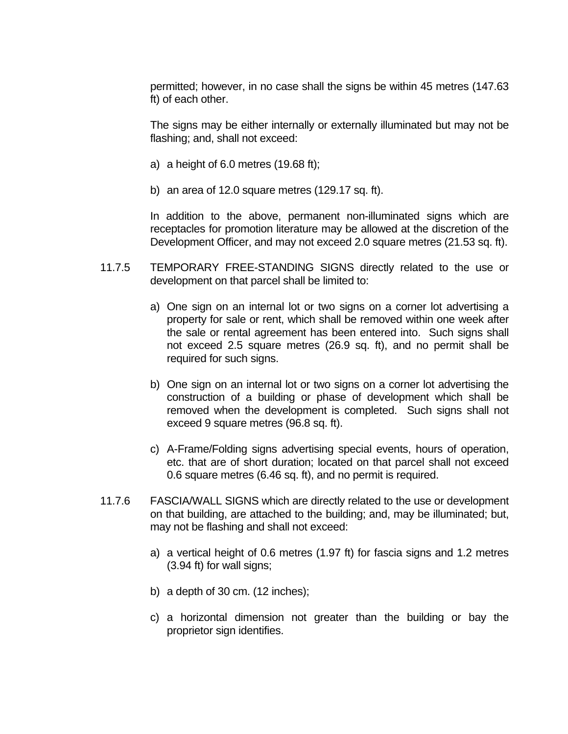permitted; however, in no case shall the signs be within 45 metres (147.63 ft) of each other.

The signs may be either internally or externally illuminated but may not be flashing; and, shall not exceed:

a) a height of 6.0 metres (19.68 ft);

b) an area of 12.0 square metres (129.17 sq. ft).

In addition to the above, permanent non-illuminated signs which are receptacles for promotion literature may be allowed at the discretion of the Development Officer, and may not exceed 2.0 square metres (21.53 sq. ft).

11.7.5 TEMPORARY FREE-STANDING SIGNS directly related to the use or development on that parcel shall be limited to:

a) One sign on an internal lot or two signs on a corner lot advertising a property for sale or rent, which shall be removed within one week after the sale or rental agreement has been entered into. Such signs shall not exceed 2.5 square metres (26.9 sq. ft), and no permit shall be required for such signs.

b) One sign on an internal lot or two signs on a corner lot advertising the construction of a building or phase of development which shall be removed when the development is completed. Such signs shall not exceed 9 square metres (96.8 sq. ft).

c) A-Frame/Folding signs advertising special events, hours of operation, etc. that are of short duration; located on that parcel shall not exceed 0.6 square metres (6.46 sq. ft), and no permit is required.

11.7.6 FASCIA/WALL SIGNS which are directly related to the use or development on that building, are attached to the building; and, may be illuminated; but, may not be flashing and shall not exceed:

a) a vertical height of 0.6 metres (1.97 ft) for fascia signs and 1.2 metres (3.94 ft) for wall signs;

b) a depth of 30 cm. (12 inches);

c) a horizontal dimension not greater than the building or bay the proprietor sign identifies.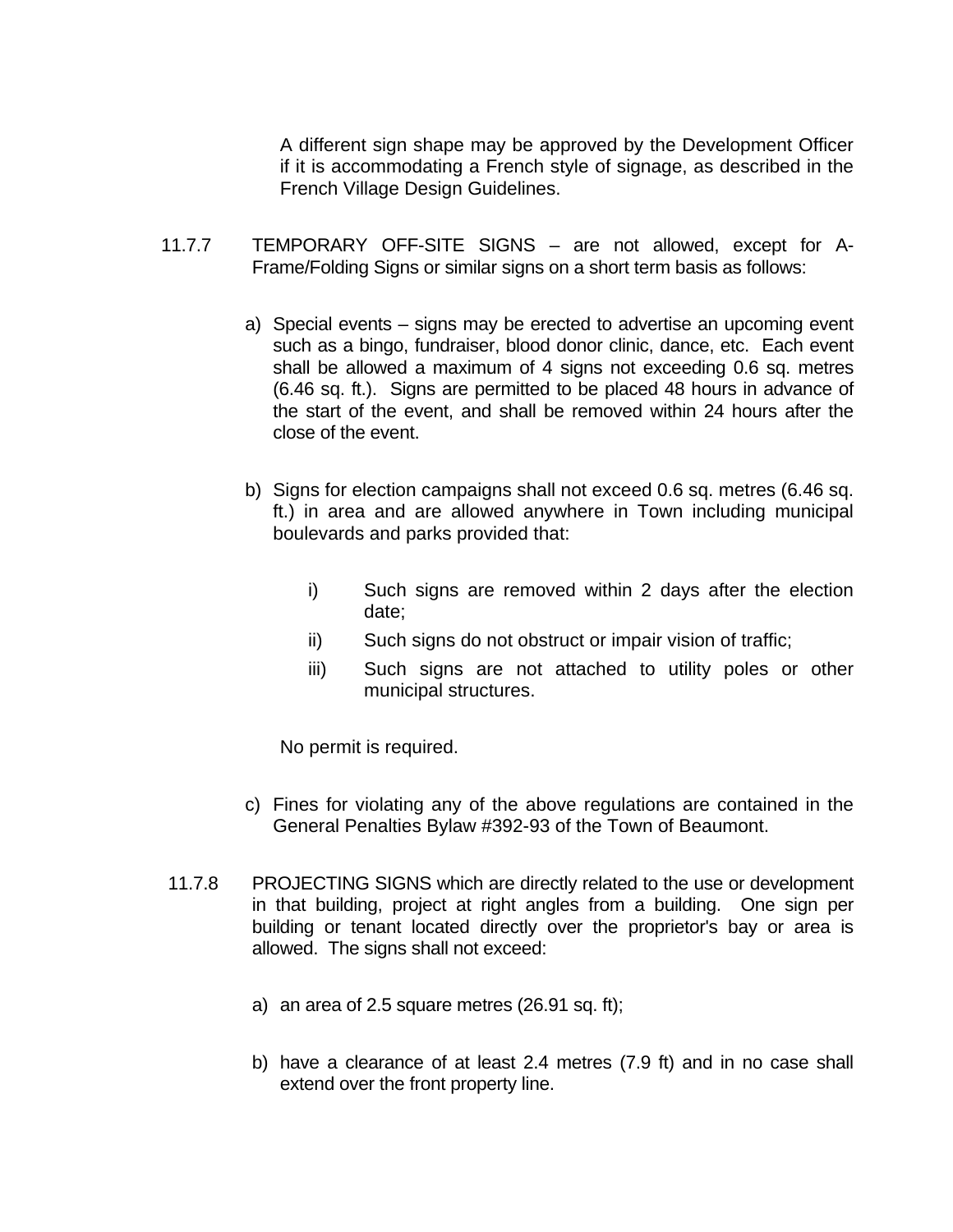A different sign shape may be approved by the Development Officer if it is accommodating a French style of signage, as described in the French Village Design Guidelines.

11.7.7 TEMPORARY OFF-SITE SIGNS – are not allowed, except for A-Frame/Folding Signs or similar signs on a short term basis as follows:

a) Special events – signs may be erected to advertise an upcoming event such as a bingo, fundraiser, blood donor clinic, dance, etc. Each event shall be allowed a maximum of 4 signs not exceeding 0.6 sq. metres (6.46 sq. ft.). Signs are permitted to be placed 48 hours in advance of the start of the event, and shall be removed within 24 hours after the close of the event.

b) Signs for election campaigns shall not exceed 0.6 sq. metres (6.46 sq. ft.) in area and are allowed anywhere in Town including municipal boulevards and parks provided that:

   i) Such signs are removed within 2 days after the election date;
   ii) Such signs do not obstruct or impair vision of traffic;
   iii) Such signs are not attached to utility poles or other municipal structures.

   No permit is required.

c) Fines for violating any of the above regulations are contained in the General Penalties Bylaw #392-93 of the Town of Beaumont.

11.7.8 PROJECTING SIGNS which are directly related to the use or development in that building, project at right angles from a building. One sign per building or tenant located directly over the proprietor's bay or area is allowed. The signs shall not exceed:

a) an area of 2.5 square metres (26.91 sq. ft);

b) have a clearance of at least 2.4 metres (7.9 ft) and in no case shall extend over the front property line.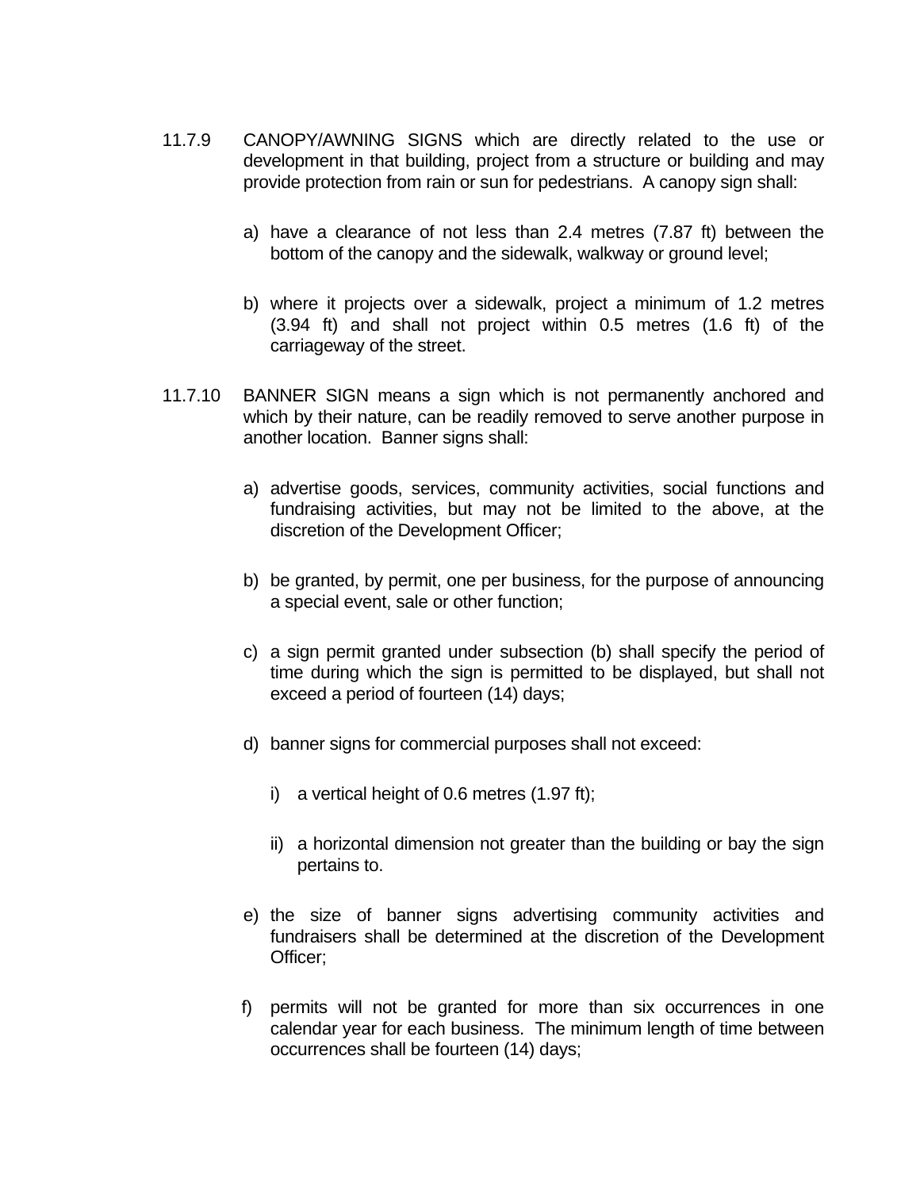11.7.9 CANOPY/AWNING SIGNS which are directly related to the use or development in that building, project from a structure or building and may provide protection from rain or sun for pedestrians. A canopy sign shall:

a) have a clearance of not less than 2.4 metres (7.87 ft) between the bottom of the canopy and the sidewalk, walkway or ground level;

b) where it projects over a sidewalk, project a minimum of 1.2 metres (3.94 ft) and shall not project within 0.5 metres (1.6 ft) of the carriageway of the street.

11.7.10 BANNER SIGN means a sign which is not permanently anchored and which by their nature, can be readily removed to serve another purpose in another location. Banner signs shall:

a) advertise goods, services, community activities, social functions and fundraising activities, but may not be limited to the above, at the discretion of the Development Officer;

b) be granted, by permit, one per business, for the purpose of announcing a special event, sale or other function;

c) a sign permit granted under subsection (b) shall specify the period of time during which the sign is permitted to be displayed, but shall not exceed a period of fourteen (14) days;

d) banner signs for commercial purposes shall not exceed:

   i) a vertical height of 0.6 metres (1.97 ft);

   ii) a horizontal dimension not greater than the building or bay the sign pertains to.

e) the size of banner signs advertising community activities and fundraisers shall be determined at the discretion of the Development Officer;

f) permits will not be granted for more than six occurrences in one calendar year for each business. The minimum length of time between occurrences shall be fourteen (14) days;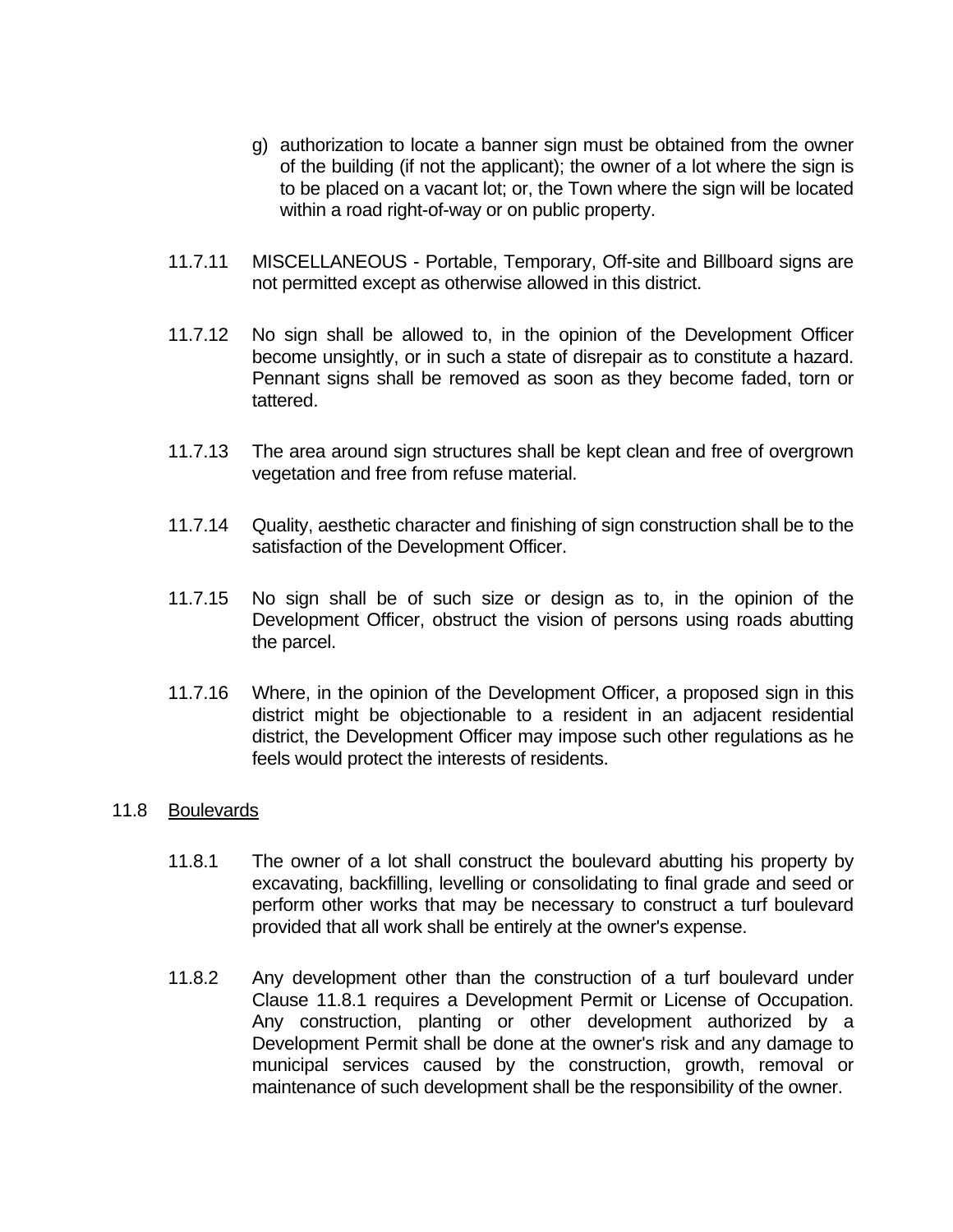g) authorization to locate a banner sign must be obtained from the owner of the building (if not the applicant); the owner of a lot where the sign is to be placed on a vacant lot; or, the Town where the sign will be located within a road right-of-way or on public property.

11.7.11 MISCELLANEOUS - Portable, Temporary, Off-site and Billboard signs are not permitted except as otherwise allowed in this district.

11.7.12 No sign shall be allowed to, in the opinion of the Development Officer become unsightly, or in such a state of disrepair as to constitute a hazard. Pennant signs shall be removed as soon as they become faded, torn or tattered.

11.7.13 The area around sign structures shall be kept clean and free of overgrown vegetation and free from refuse material.

11.7.14 Quality, aesthetic character and finishing of sign construction shall be to the satisfaction of the Development Officer.

11.7.15 No sign shall be of such size or design as to, in the opinion of the Development Officer, obstruct the vision of persons using roads abutting the parcel.

11.7.16 Where, in the opinion of the Development Officer, a proposed sign in this district might be objectionable to a resident in an adjacent residential district, the Development Officer may impose such other regulations as he feels would protect the interests of residents.

## 11.8 Boulevards

11.8.1 The owner of a lot shall construct the boulevard abutting his property by excavating, backfilling, levelling or consolidating to final grade and seed or perform other works that may be necessary to construct a turf boulevard provided that all work shall be entirely at the owner's expense.

11.8.2 Any development other than the construction of a turf boulevard under Clause 11.8.1 requires a Development Permit or License of Occupation. Any construction, planting or other development authorized by a Development Permit shall be done at the owner's risk and any damage to municipal services caused by the construction, growth, removal or maintenance of such development shall be the responsibility of the owner.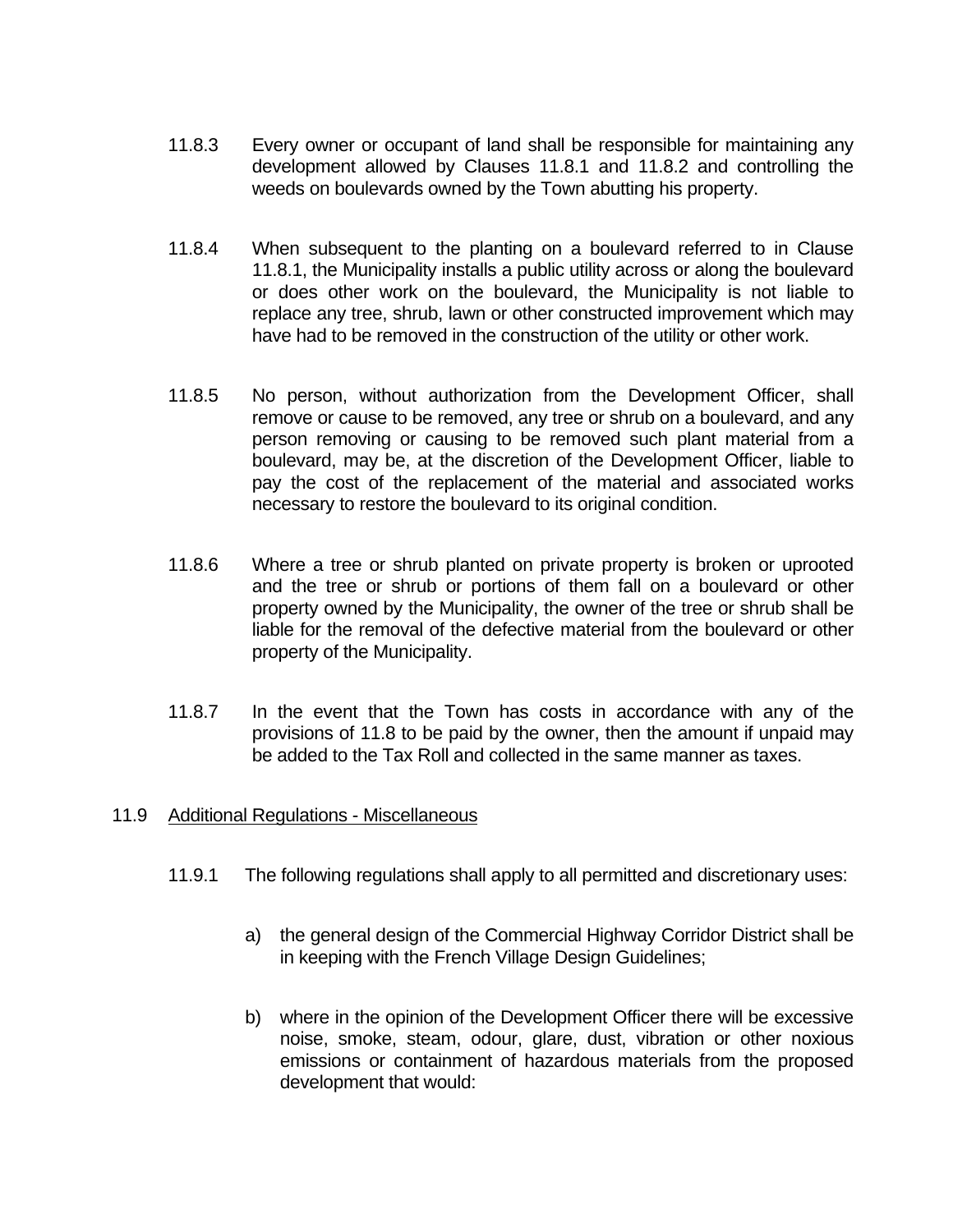11.8.3 Every owner or occupant of land shall be responsible for maintaining any development allowed by Clauses 11.8.1 and 11.8.2 and controlling the weeds on boulevards owned by the Town abutting his property.

11.8.4 When subsequent to the planting on a boulevard referred to in Clause 11.8.1, the Municipality installs a public utility across or along the boulevard or does other work on the boulevard, the Municipality is not liable to replace any tree, shrub, lawn or other constructed improvement which may have had to be removed in the construction of the utility or other work.

11.8.5 No person, without authorization from the Development Officer, shall remove or cause to be removed, any tree or shrub on a boulevard, and any person removing or causing to be removed such plant material from a boulevard, may be, at the discretion of the Development Officer, liable to pay the cost of the replacement of the material and associated works necessary to restore the boulevard to its original condition.

11.8.6 Where a tree or shrub planted on private property is broken or uprooted and the tree or shrub or portions of them fall on a boulevard or other property owned by the Municipality, the owner of the tree or shrub shall be liable for the removal of the defective material from the boulevard or other property of the Municipality.

11.8.7 In the event that the Town has costs in accordance with any of the provisions of 11.8 to be paid by the owner, then the amount if unpaid may be added to the Tax Roll and collected in the same manner as taxes.

11.9 <u>Additional Regulations - Miscellaneous</u>

11.9.1 The following regulations shall apply to all permitted and discretionary uses:

a) the general design of the Commercial Highway Corridor District shall be in keeping with the French Village Design Guidelines;

b) where in the opinion of the Development Officer there will be excessive noise, smoke, steam, odour, glare, dust, vibration or other noxious emissions or containment of hazardous materials from the proposed development that would: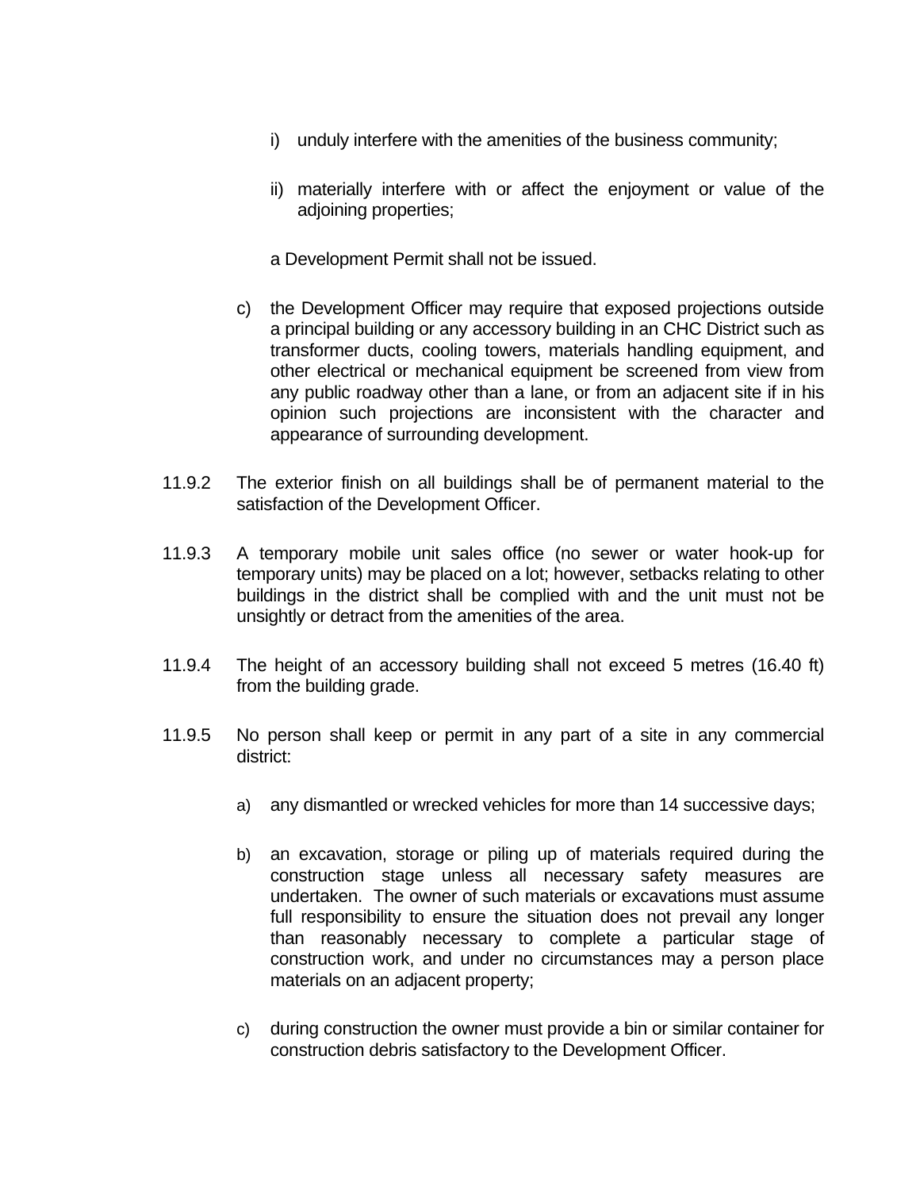i) unduly interfere with the amenities of the business community;

ii) materially interfere with or affect the enjoyment or value of the adjoining properties;

a Development Permit shall not be issued.

c) the Development Officer may require that exposed projections outside a principal building or any accessory building in an CHC District such as transformer ducts, cooling towers, materials handling equipment, and other electrical or mechanical equipment be screened from view from any public roadway other than a lane, or from an adjacent site if in his opinion such projections are inconsistent with the character and appearance of surrounding development.

11.9.2 The exterior finish on all buildings shall be of permanent material to the satisfaction of the Development Officer.

11.9.3 A temporary mobile unit sales office (no sewer or water hook-up for temporary units) may be placed on a lot; however, setbacks relating to other buildings in the district shall be complied with and the unit must not be unsightly or detract from the amenities of the area.

11.9.4 The height of an accessory building shall not exceed 5 metres (16.40 ft) from the building grade.

11.9.5 No person shall keep or permit in any part of a site in any commercial district:

a) any dismantled or wrecked vehicles for more than 14 successive days;

b) an excavation, storage or piling up of materials required during the construction stage unless all necessary safety measures are undertaken. The owner of such materials or excavations must assume full responsibility to ensure the situation does not prevail any longer than reasonably necessary to complete a particular stage of construction work, and under no circumstances may a person place materials on an adjacent property;

c) during construction the owner must provide a bin or similar container for construction debris satisfactory to the Development Officer.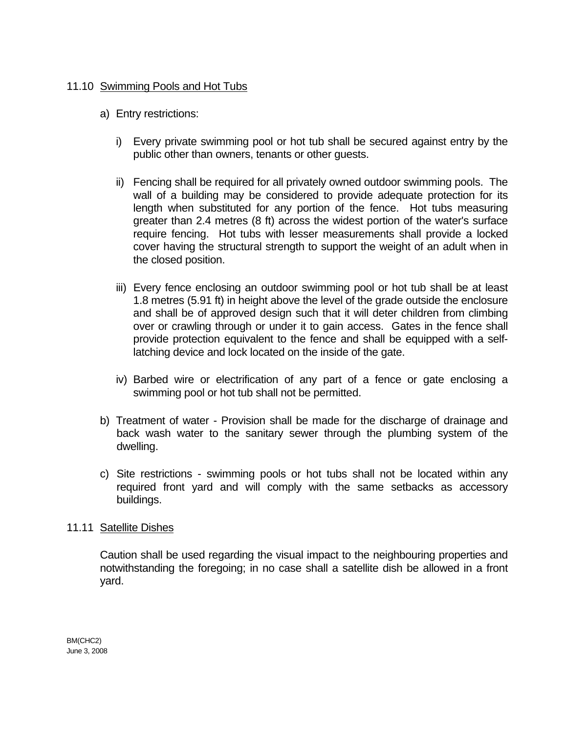### 11.10 Swimming Pools and Hot Tubs

a) Entry restrictions:

   i) Every private swimming pool or hot tub shall be secured against entry by the public other than owners, tenants or other guests.

   ii) Fencing shall be required for all privately owned outdoor swimming pools. The wall of a building may be considered to provide adequate protection for its length when substituted for any portion of the fence. Hot tubs measuring greater than 2.4 metres (8 ft) across the widest portion of the water's surface require fencing. Hot tubs with lesser measurements shall provide a locked cover having the structural strength to support the weight of an adult when in the closed position.

   iii) Every fence enclosing an outdoor swimming pool or hot tub shall be at least 1.8 metres (5.91 ft) in height above the level of the grade outside the enclosure and shall be of approved design such that it will deter children from climbing over or crawling through or under it to gain access. Gates in the fence shall provide protection equivalent to the fence and shall be equipped with a self-latching device and lock located on the inside of the gate.

   iv) Barbed wire or electrification of any part of a fence or gate enclosing a swimming pool or hot tub shall not be permitted.

b) Treatment of water - Provision shall be made for the discharge of drainage and back wash water to the sanitary sewer through the plumbing system of the dwelling.

c) Site restrictions - swimming pools or hot tubs shall not be located within any required front yard and will comply with the same setbacks as accessory buildings.

### 11.11 Satellite Dishes

Caution shall be used regarding the visual impact to the neighbouring properties and notwithstanding the foregoing; in no case shall a satellite dish be allowed in a front yard.

BM(CHC2)
June 3, 2008